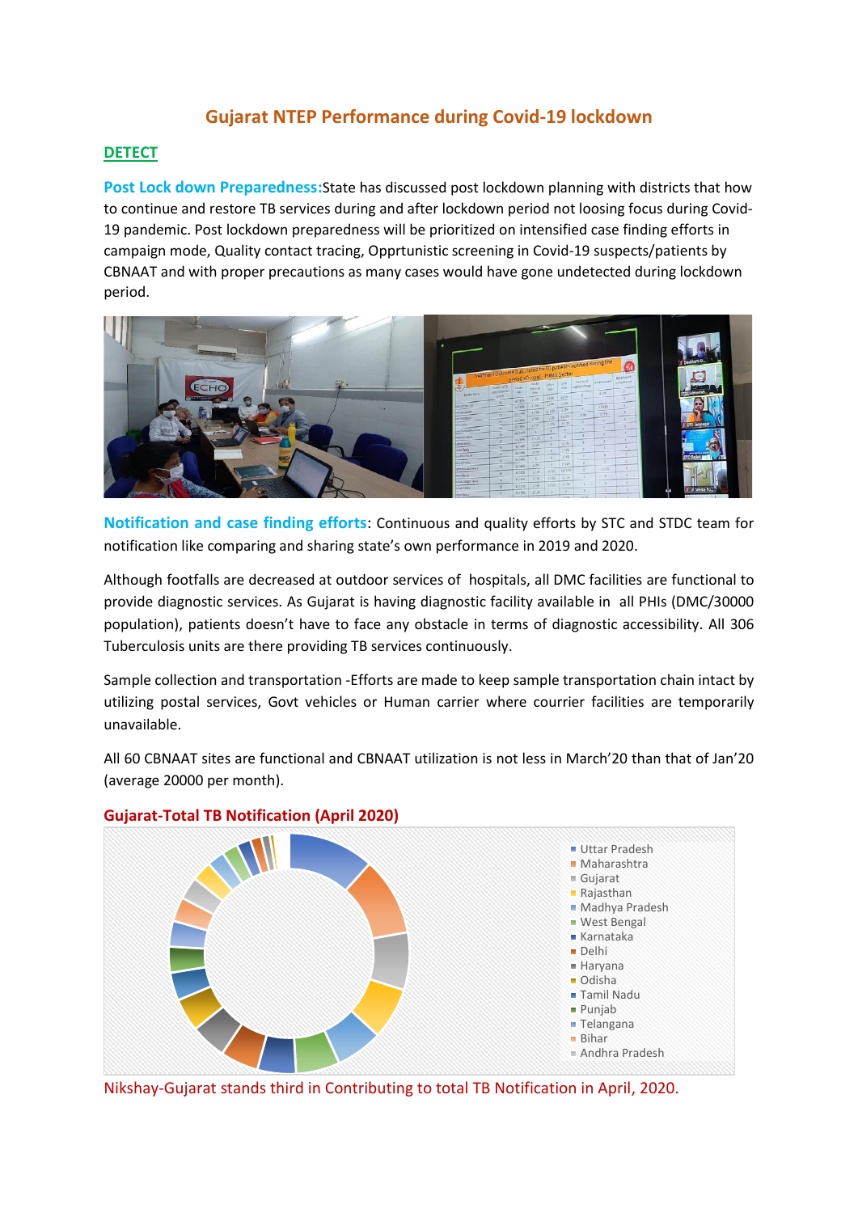# Gujarat NTEP Performance during Covid-19 lockdown

## DETECT

**Post Lock down Preparedness:** State has discussed post lockdown planning with districts that how to continue and restore TB services during and after lockdown period not loosing focus during Covid-19 pandemic. Post lockdown preparedness will be prioritized on intensified case finding efforts in campaign mode, Quality contact tracing, Opprtunistic screening in Covid-19 suspects/patients by CBNAAT and with proper precautions as many cases would have gone undetected during lockdown period.

**Notification and case finding efforts**: Continuous and quality efforts by STC and STDC team for notification like comparing and sharing state's own performance in 2019 and 2020.

Although footfalls are decreased at outdoor services of hospitals, all DMC facilities are functional to provide diagnostic services. As Gujarat is having diagnostic facility available in all PHIs (DMC/30000 population), patients doesn't have to face any obstacle in terms of diagnostic accessibility. All 306 Tuberculosis units are there providing TB services continuously.

Sample collection and transportation -Efforts are made to keep sample transportation chain intact by utilizing postal services, Govt vehicles or Human carrier where courier facilities are temporarily unavailable.

All 60 CBNAAT sites are functional and CBNAAT utilization is not less in March'20 than that of Jan'20 (average 20000 per month).

**Gujarat-Total TB Notification (April 2020)**

- Uttar Pradesh
- Maharashtra
- Gujarat
- Rajasthan
- Madhya Pradesh
- West Bengal
- Karnataka
- Delhi
- Haryana
- Odisha
- Tamil Nadu
- Punjab
- Telangana
- Bihar
- Andhra Pradesh

Nikshay-Gujarat stands third in Contributing to total TB Notification in April, 2020.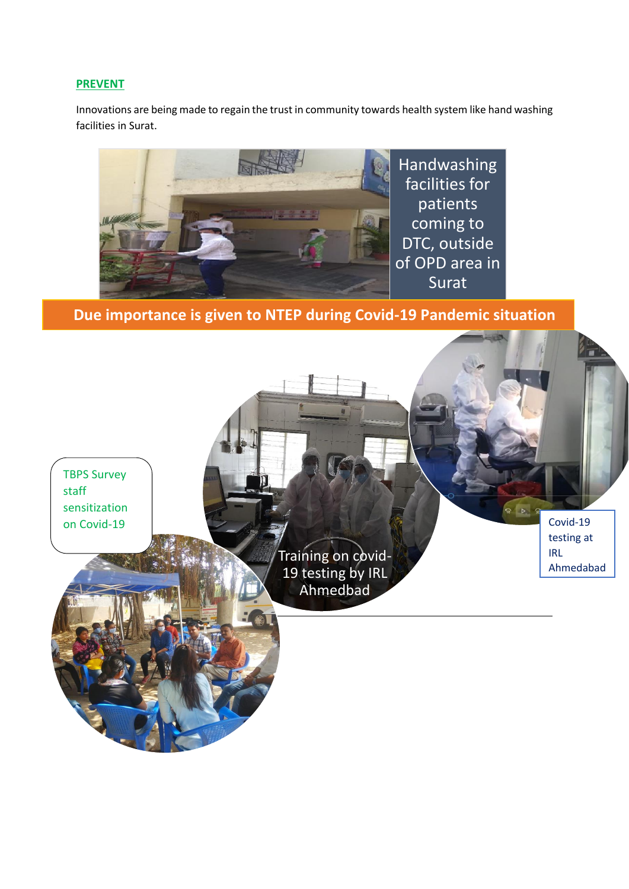## PREVENT

Innovations are being made to regain the trust in community towards health system like hand washing facilities in Surat.

Handwashing facilities for patients coming to DTC, outside of OPD area in Surat

**Due importance is given to NTEP during Covid-19 Pandemic situation**

TBPS Survey staff sensitization on Covid-19

Training on covid-19 testing by IRL Ahmedbad

Covid-19 testing at IRL Ahmedabad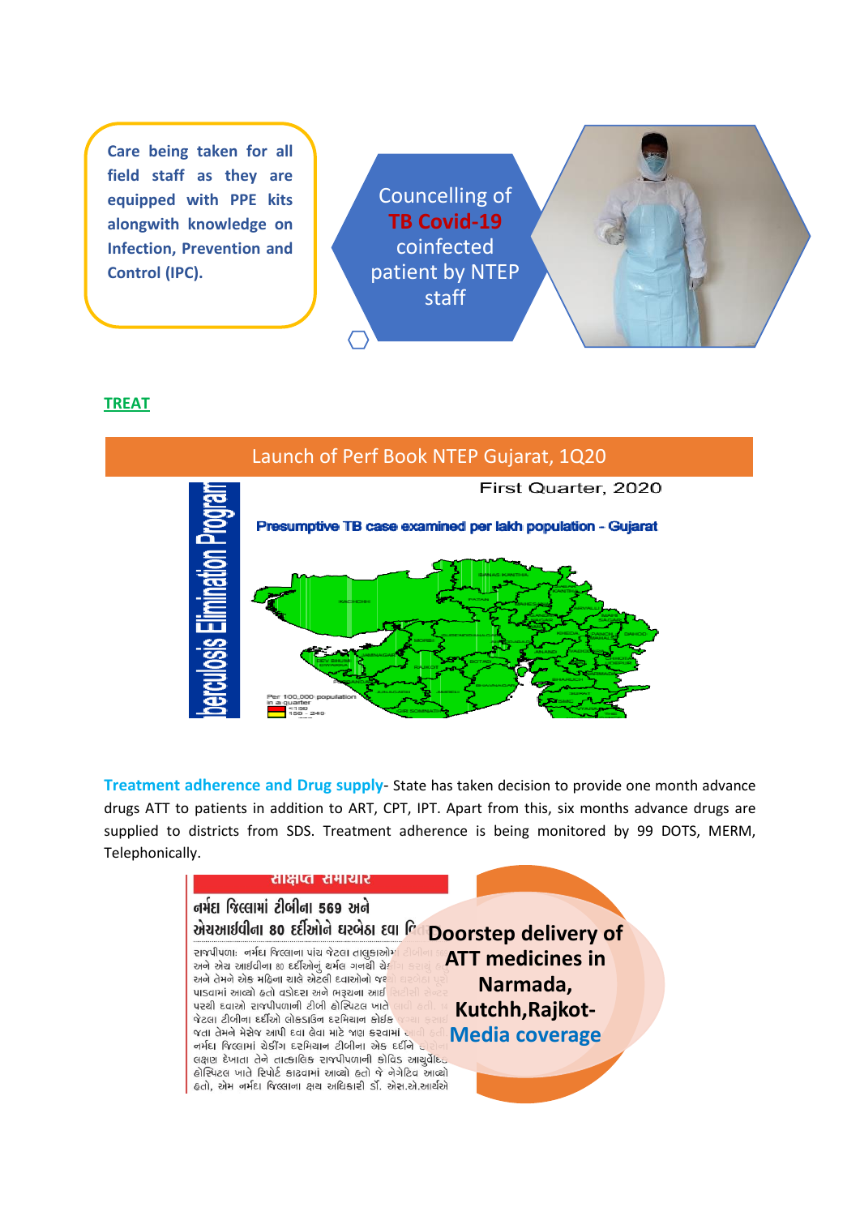Care being taken for all field staff as they are equipped with PPE kits alongwith knowledge on Infection, Prevention and Control (IPC).

Councelling of **TB Covid-19** coinfected patient by NTEP staff

## TREAT

### Launch of Perf Book NTEP Gujarat, 1Q20

First Quarter, 2020

Presumptive TB case examined per lakh population - Gujarat

Tuberculosis Elimination Program

**Treatment adherence and Drug supply**- State has taken decision to provide one month advance drugs ATT to patients in addition to ART, CPT, IPT. Apart from this, six months advance drugs are supplied to districts from SDS. Treatment adherence is being monitored by 99 DOTS, MERM, Telephonically.

**Doorstep delivery of ATT medicines in Narmada, Kutchh,Rajkot- Media coverage**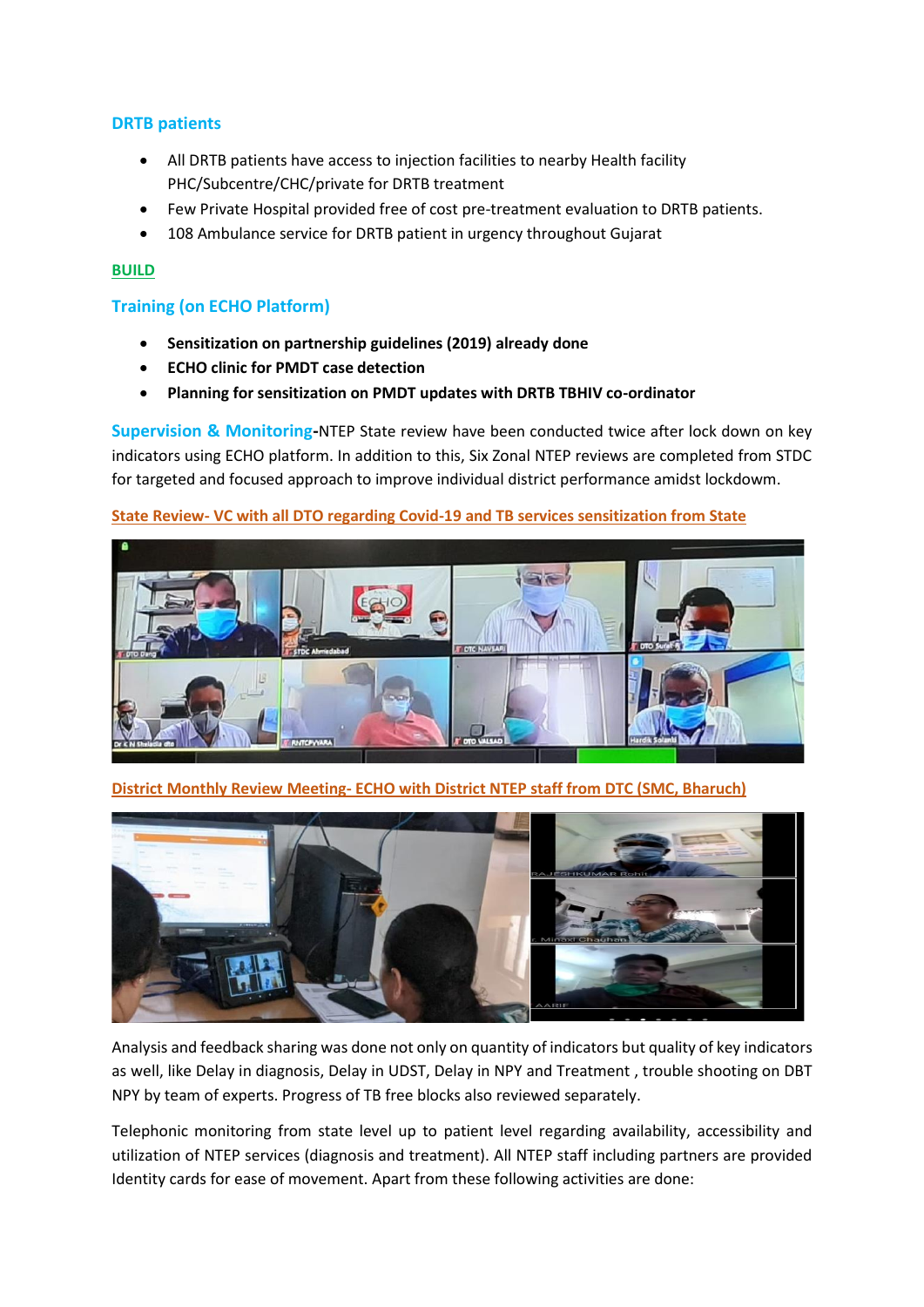### DRTB patients

- All DRTB patients have access to injection facilities to nearby Health facility PHC/Subcentre/CHC/private for DRTB treatment
- Few Private Hospital provided free of cost pre-treatment evaluation to DRTB patients.
- 108 Ambulance service for DRTB patient in urgency throughout Gujarat

## BUILD

### Training (on ECHO Platform)

- **Sensitization on partnership guidelines (2019) already done**
- **ECHO clinic for PMDT case detection**
- **Planning for sensitization on PMDT updates with DRTB TBHIV co-ordinator**

**Supervision & Monitoring**-NTEP State review have been conducted twice after lock down on key indicators using ECHO platform. In addition to this, Six Zonal NTEP reviews are completed from STDC for targeted and focused approach to improve individual district performance amidst lockdowm.

State Review- VC with all DTO regarding Covid-19 and TB services sensitization from State

District Monthly Review Meeting- ECHO with District NTEP staff from DTC (SMC, Bharuch)

Analysis and feedback sharing was done not only on quantity of indicators but quality of key indicators as well, like Delay in diagnosis, Delay in UDST, Delay in NPY and Treatment , trouble shooting on DBT NPY by team of experts. Progress of TB free blocks also reviewed separately.

Telephonic monitoring from state level up to patient level regarding availability, accessibility and utilization of NTEP services (diagnosis and treatment). All NTEP staff including partners are provided Identity cards for ease of movement. Apart from these following activities are done: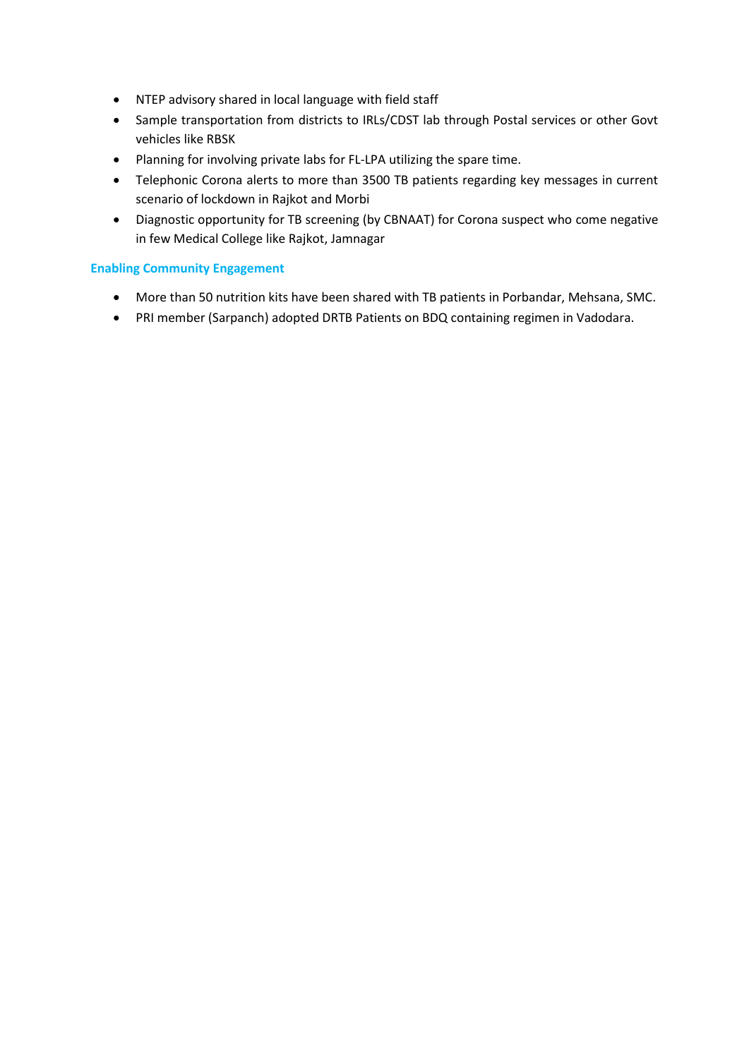- NTEP advisory shared in local language with field staff
- Sample transportation from districts to IRLs/CDST lab through Postal services or other Govt vehicles like RBSK
- Planning for involving private labs for FL-LPA utilizing the spare time.
- Telephonic Corona alerts to more than 3500 TB patients regarding key messages in current scenario of lockdown in Rajkot and Morbi
- Diagnostic opportunity for TB screening (by CBNAAT) for Corona suspect who come negative in few Medical College like Rajkot, Jamnagar

### Enabling Community Engagement

- More than 50 nutrition kits have been shared with TB patients in Porbandar, Mehsana, SMC.
- PRI member (Sarpanch) adopted DRTB Patients on BDQ containing regimen in Vadodara.